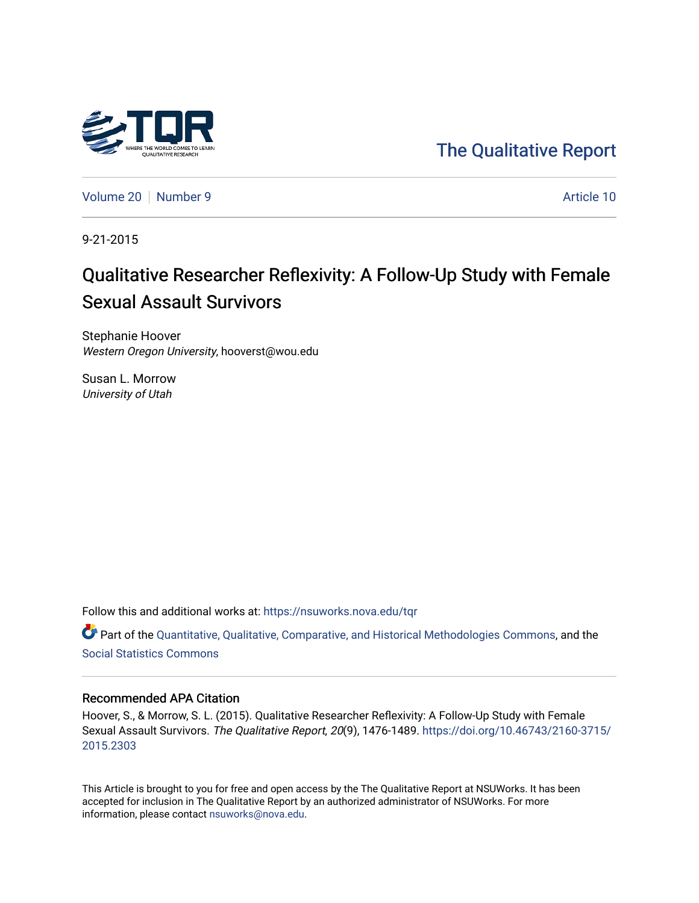The Qualitative Report

Volume 20 | Number 9 | Article 10

9-21-2015

# Qualitative Researcher Reflexivity: A Follow-Up Study with Female Sexual Assault Survivors

Stephanie Hoover
*Western Oregon University*, hooverst@wou.edu

Susan L. Morrow
*University of Utah*

Follow this and additional works at: https://nsuworks.nova.edu/tqr

Part of the Quantitative, Qualitative, Comparative, and Historical Methodologies Commons, and the Social Statistics Commons

## Recommended APA Citation

Hoover, S., & Morrow, S. L. (2015). Qualitative Researcher Reflexivity: A Follow-Up Study with Female Sexual Assault Survivors. *The Qualitative Report*, *20*(9), 1476-1489. https://doi.org/10.46743/2160-3715/2015.2303

This Article is brought to you for free and open access by the The Qualitative Report at NSUWorks. It has been accepted for inclusion in The Qualitative Report by an authorized administrator of NSUWorks. For more information, please contact nsuworks@nova.edu.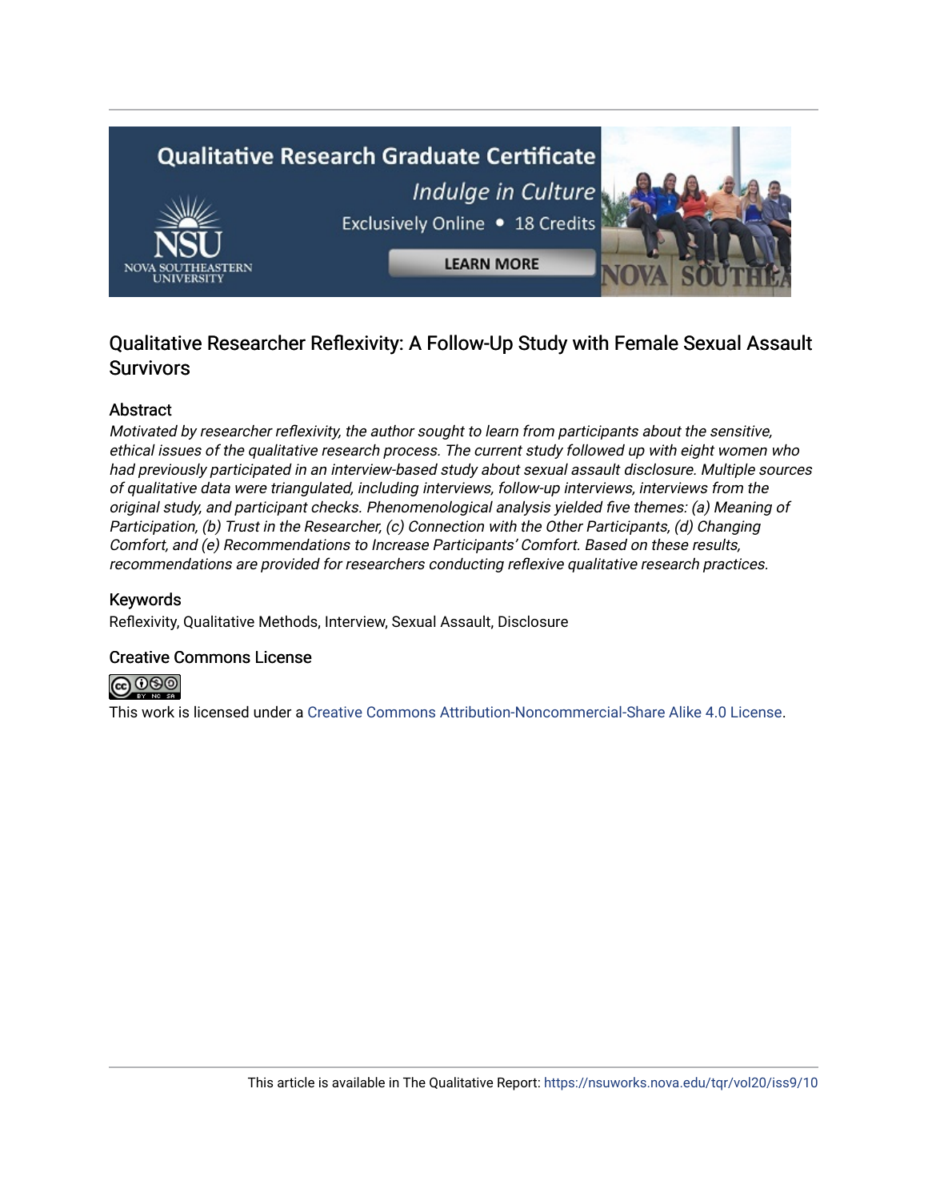Qualitative Research Graduate Certificate

*Indulge in Culture*

Exclusively Online • 18 Credits

LEARN MORE

# Qualitative Researcher Reflexivity: A Follow-Up Study with Female Sexual Assault Survivors

## Abstract

*Motivated by researcher reflexivity, the author sought to learn from participants about the sensitive, ethical issues of the qualitative research process. The current study followed up with eight women who had previously participated in an interview-based study about sexual assault disclosure. Multiple sources of qualitative data were triangulated, including interviews, follow-up interviews, interviews from the original study, and participant checks. Phenomenological analysis yielded five themes: (a) Meaning of Participation, (b) Trust in the Researcher, (c) Connection with the Other Participants, (d) Changing Comfort, and (e) Recommendations to Increase Participants' Comfort. Based on these results, recommendations are provided for researchers conducting reflexive qualitative research practices.*

## Keywords

Reflexivity, Qualitative Methods, Interview, Sexual Assault, Disclosure

## Creative Commons License

This work is licensed under a Creative Commons Attribution-Noncommercial-Share Alike 4.0 License.

This article is available in The Qualitative Report: https://nsuworks.nova.edu/tqr/vol20/iss9/10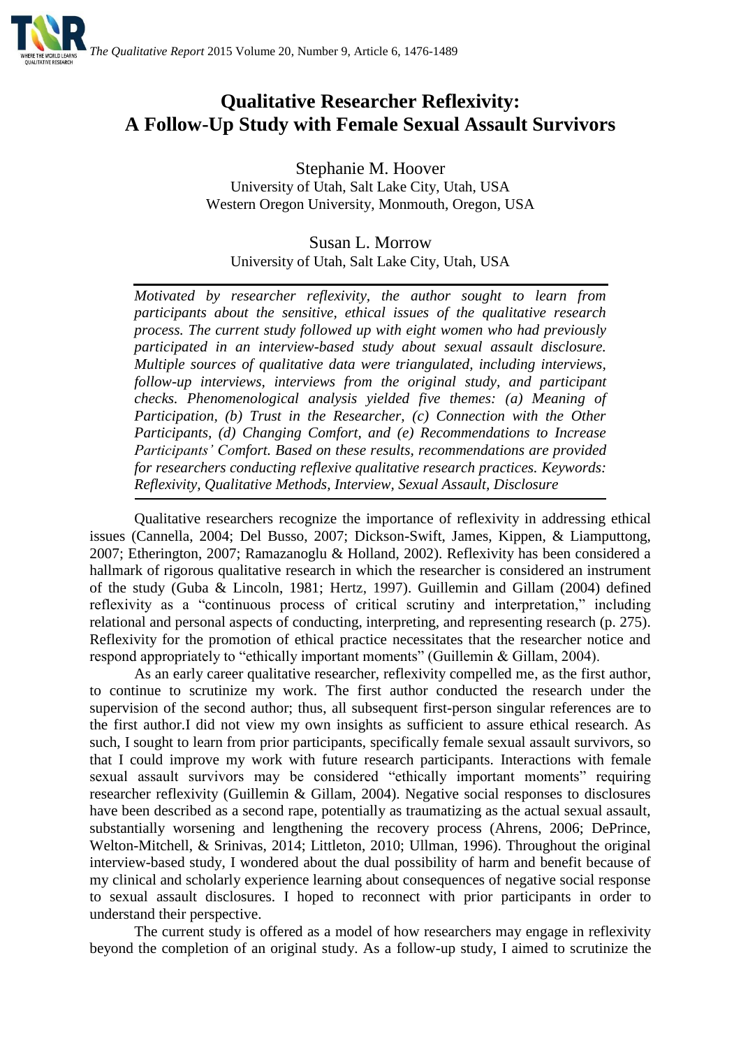# Qualitative Researcher Reflexivity: A Follow-Up Study with Female Sexual Assault Survivors

Stephanie M. Hoover
University of Utah, Salt Lake City, Utah, USA
Western Oregon University, Monmouth, Oregon, USA

Susan L. Morrow
University of Utah, Salt Lake City, Utah, USA

*Motivated by researcher reflexivity, the author sought to learn from participants about the sensitive, ethical issues of the qualitative research process. The current study followed up with eight women who had previously participated in an interview-based study about sexual assault disclosure. Multiple sources of qualitative data were triangulated, including interviews, follow-up interviews, interviews from the original study, and participant checks. Phenomenological analysis yielded five themes: (a) Meaning of Participation, (b) Trust in the Researcher, (c) Connection with the Other Participants, (d) Changing Comfort, and (e) Recommendations to Increase Participants' Comfort. Based on these results, recommendations are provided for researchers conducting reflexive qualitative research practices. Keywords: Reflexivity, Qualitative Methods, Interview, Sexual Assault, Disclosure*

Qualitative researchers recognize the importance of reflexivity in addressing ethical issues (Cannella, 2004; Del Busso, 2007; Dickson-Swift, James, Kippen, & Liamputtong, 2007; Etherington, 2007; Ramazanoglu & Holland, 2002). Reflexivity has been considered a hallmark of rigorous qualitative research in which the researcher is considered an instrument of the study (Guba & Lincoln, 1981; Hertz, 1997). Guillemin and Gillam (2004) defined reflexivity as a "continuous process of critical scrutiny and interpretation," including relational and personal aspects of conducting, interpreting, and representing research (p. 275). Reflexivity for the promotion of ethical practice necessitates that the researcher notice and respond appropriately to "ethically important moments" (Guillemin & Gillam, 2004).

As an early career qualitative researcher, reflexivity compelled me, as the first author, to continue to scrutinize my work. The first author conducted the research under the supervision of the second author; thus, all subsequent first-person singular references are to the first author.I did not view my own insights as sufficient to assure ethical research. As such, I sought to learn from prior participants, specifically female sexual assault survivors, so that I could improve my work with future research participants. Interactions with female sexual assault survivors may be considered "ethically important moments" requiring researcher reflexivity (Guillemin & Gillam, 2004). Negative social responses to disclosures have been described as a second rape, potentially as traumatizing as the actual sexual assault, substantially worsening and lengthening the recovery process (Ahrens, 2006; DePrince, Welton-Mitchell, & Srinivas, 2014; Littleton, 2010; Ullman, 1996). Throughout the original interview-based study, I wondered about the dual possibility of harm and benefit because of my clinical and scholarly experience learning about consequences of negative social response to sexual assault disclosures. I hoped to reconnect with prior participants in order to understand their perspective.

The current study is offered as a model of how researchers may engage in reflexivity beyond the completion of an original study. As a follow-up study, I aimed to scrutinize the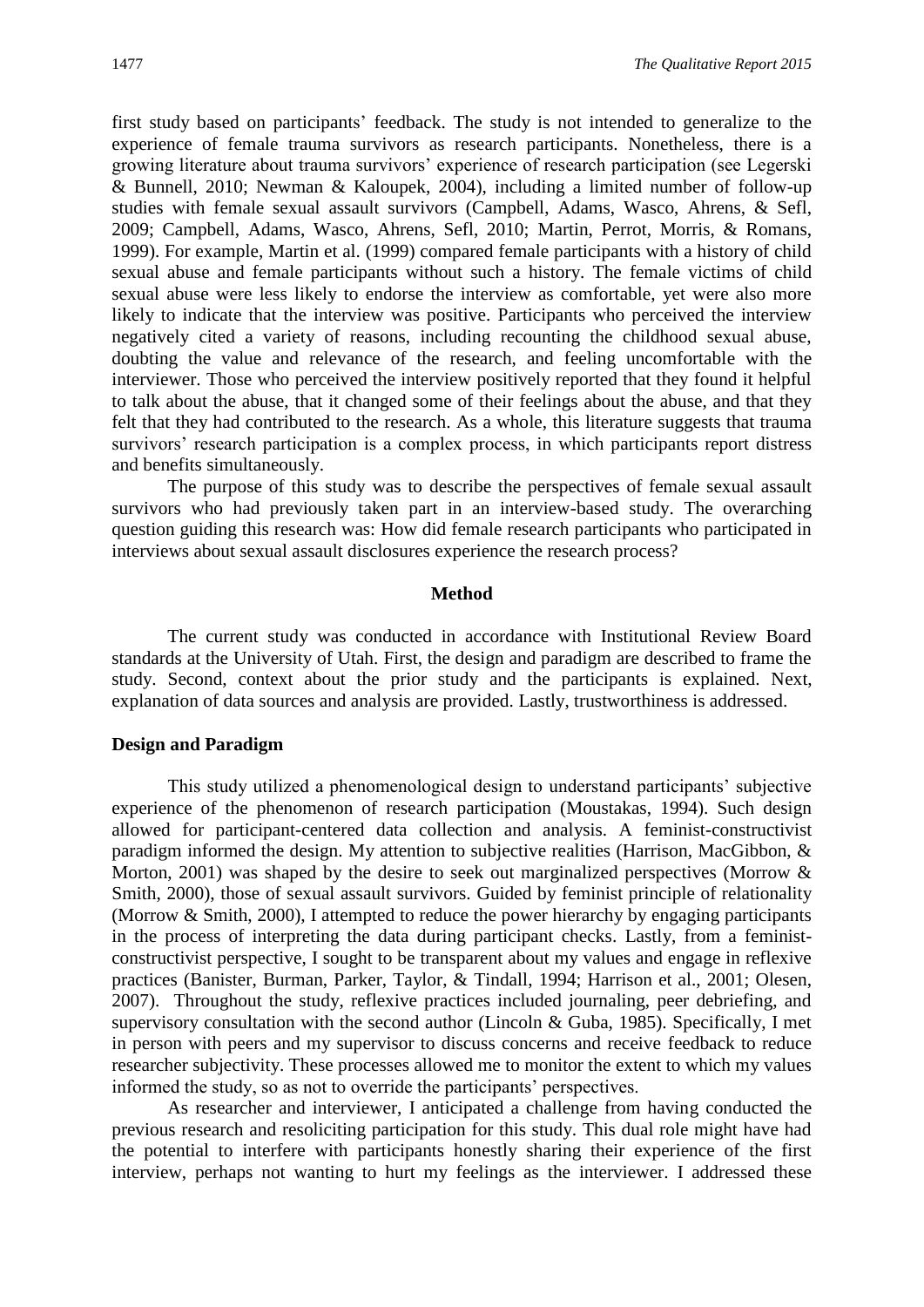first study based on participants' feedback. The study is not intended to generalize to the experience of female trauma survivors as research participants. Nonetheless, there is a growing literature about trauma survivors' experience of research participation (see Legerski & Bunnell, 2010; Newman & Kaloupek, 2004), including a limited number of follow-up studies with female sexual assault survivors (Campbell, Adams, Wasco, Ahrens, & Sefl, 2009; Campbell, Adams, Wasco, Ahrens, Sefl, 2010; Martin, Perrot, Morris, & Romans, 1999). For example, Martin et al. (1999) compared female participants with a history of child sexual abuse and female participants without such a history. The female victims of child sexual abuse were less likely to endorse the interview as comfortable, yet were also more likely to indicate that the interview was positive. Participants who perceived the interview negatively cited a variety of reasons, including recounting the childhood sexual abuse, doubting the value and relevance of the research, and feeling uncomfortable with the interviewer. Those who perceived the interview positively reported that they found it helpful to talk about the abuse, that it changed some of their feelings about the abuse, and that they felt that they had contributed to the research. As a whole, this literature suggests that trauma survivors' research participation is a complex process, in which participants report distress and benefits simultaneously.

The purpose of this study was to describe the perspectives of female sexual assault survivors who had previously taken part in an interview-based study. The overarching question guiding this research was: How did female research participants who participated in interviews about sexual assault disclosures experience the research process?

## Method

The current study was conducted in accordance with Institutional Review Board standards at the University of Utah. First, the design and paradigm are described to frame the study. Second, context about the prior study and the participants is explained. Next, explanation of data sources and analysis are provided. Lastly, trustworthiness is addressed.

### Design and Paradigm

This study utilized a phenomenological design to understand participants' subjective experience of the phenomenon of research participation (Moustakas, 1994). Such design allowed for participant-centered data collection and analysis. A feminist-constructivist paradigm informed the design. My attention to subjective realities (Harrison, MacGibbon, & Morton, 2001) was shaped by the desire to seek out marginalized perspectives (Morrow & Smith, 2000), those of sexual assault survivors. Guided by feminist principle of relationality (Morrow & Smith, 2000), I attempted to reduce the power hierarchy by engaging participants in the process of interpreting the data during participant checks. Lastly, from a feminist-constructivist perspective, I sought to be transparent about my values and engage in reflexive practices (Banister, Burman, Parker, Taylor, & Tindall, 1994; Harrison et al., 2001; Olesen, 2007). Throughout the study, reflexive practices included journaling, peer debriefing, and supervisory consultation with the second author (Lincoln & Guba, 1985). Specifically, I met in person with peers and my supervisor to discuss concerns and receive feedback to reduce researcher subjectivity. These processes allowed me to monitor the extent to which my values informed the study, so as not to override the participants' perspectives.

As researcher and interviewer, I anticipated a challenge from having conducted the previous research and resoliciting participation for this study. This dual role might have had the potential to interfere with participants honestly sharing their experience of the first interview, perhaps not wanting to hurt my feelings as the interviewer. I addressed these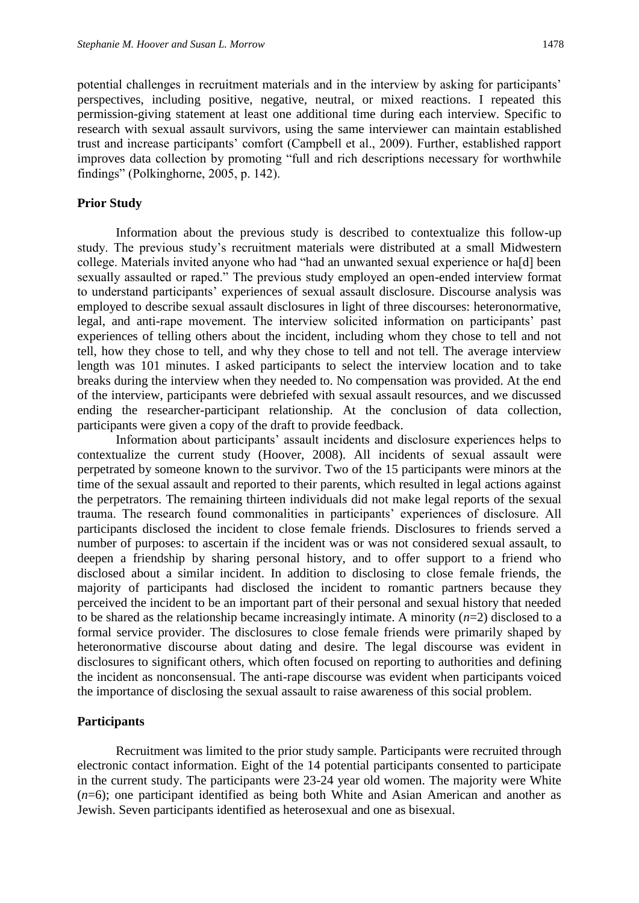potential challenges in recruitment materials and in the interview by asking for participants' perspectives, including positive, negative, neutral, or mixed reactions. I repeated this permission-giving statement at least one additional time during each interview. Specific to research with sexual assault survivors, using the same interviewer can maintain established trust and increase participants' comfort (Campbell et al., 2009). Further, established rapport improves data collection by promoting "full and rich descriptions necessary for worthwhile findings" (Polkinghorne, 2005, p. 142).

## Prior Study

Information about the previous study is described to contextualize this follow-up study. The previous study's recruitment materials were distributed at a small Midwestern college. Materials invited anyone who had "had an unwanted sexual experience or ha[d] been sexually assaulted or raped." The previous study employed an open-ended interview format to understand participants' experiences of sexual assault disclosure. Discourse analysis was employed to describe sexual assault disclosures in light of three discourses: heteronormative, legal, and anti-rape movement. The interview solicited information on participants' past experiences of telling others about the incident, including whom they chose to tell and not tell, how they chose to tell, and why they chose to tell and not tell. The average interview length was 101 minutes. I asked participants to select the interview location and to take breaks during the interview when they needed to. No compensation was provided. At the end of the interview, participants were debriefed with sexual assault resources, and we discussed ending the researcher-participant relationship. At the conclusion of data collection, participants were given a copy of the draft to provide feedback.

Information about participants' assault incidents and disclosure experiences helps to contextualize the current study (Hoover, 2008). All incidents of sexual assault were perpetrated by someone known to the survivor. Two of the 15 participants were minors at the time of the sexual assault and reported to their parents, which resulted in legal actions against the perpetrators. The remaining thirteen individuals did not make legal reports of the sexual trauma. The research found commonalities in participants' experiences of disclosure. All participants disclosed the incident to close female friends. Disclosures to friends served a number of purposes: to ascertain if the incident was or was not considered sexual assault, to deepen a friendship by sharing personal history, and to offer support to a friend who disclosed about a similar incident. In addition to disclosing to close female friends, the majority of participants had disclosed the incident to romantic partners because they perceived the incident to be an important part of their personal and sexual history that needed to be shared as the relationship became increasingly intimate. A minority ($n$=2) disclosed to a formal service provider. The disclosures to close female friends were primarily shaped by heteronormative discourse about dating and desire. The legal discourse was evident in disclosures to significant others, which often focused on reporting to authorities and defining the incident as nonconsensual. The anti-rape discourse was evident when participants voiced the importance of disclosing the sexual assault to raise awareness of this social problem.

## Participants

Recruitment was limited to the prior study sample. Participants were recruited through electronic contact information. Eight of the 14 potential participants consented to participate in the current study. The participants were 23-24 year old women. The majority were White ($n$=6); one participant identified as being both White and Asian American and another as Jewish. Seven participants identified as heterosexual and one as bisexual.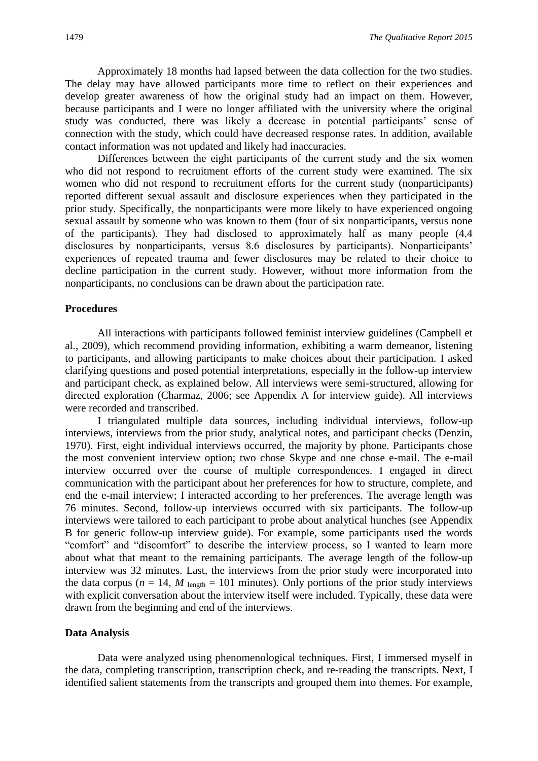Approximately 18 months had lapsed between the data collection for the two studies. The delay may have allowed participants more time to reflect on their experiences and develop greater awareness of how the original study had an impact on them. However, because participants and I were no longer affiliated with the university where the original study was conducted, there was likely a decrease in potential participants' sense of connection with the study, which could have decreased response rates. In addition, available contact information was not updated and likely had inaccuracies.

Differences between the eight participants of the current study and the six women who did not respond to recruitment efforts of the current study were examined. The six women who did not respond to recruitment efforts for the current study (nonparticipants) reported different sexual assault and disclosure experiences when they participated in the prior study. Specifically, the nonparticipants were more likely to have experienced ongoing sexual assault by someone who was known to them (four of six nonparticipants, versus none of the participants). They had disclosed to approximately half as many people (4.4 disclosures by nonparticipants, versus 8.6 disclosures by participants). Nonparticipants' experiences of repeated trauma and fewer disclosures may be related to their choice to decline participation in the current study. However, without more information from the nonparticipants, no conclusions can be drawn about the participation rate.

## Procedures

All interactions with participants followed feminist interview guidelines (Campbell et al., 2009), which recommend providing information, exhibiting a warm demeanor, listening to participants, and allowing participants to make choices about their participation. I asked clarifying questions and posed potential interpretations, especially in the follow-up interview and participant check, as explained below. All interviews were semi-structured, allowing for directed exploration (Charmaz, 2006; see Appendix A for interview guide). All interviews were recorded and transcribed.

I triangulated multiple data sources, including individual interviews, follow-up interviews, interviews from the prior study, analytical notes, and participant checks (Denzin, 1970). First, eight individual interviews occurred, the majority by phone. Participants chose the most convenient interview option; two chose Skype and one chose e-mail. The e-mail interview occurred over the course of multiple correspondences. I engaged in direct communication with the participant about her preferences for how to structure, complete, and end the e-mail interview; I interacted according to her preferences. The average length was 76 minutes. Second, follow-up interviews occurred with six participants. The follow-up interviews were tailored to each participant to probe about analytical hunches (see Appendix B for generic follow-up interview guide). For example, some participants used the words "comfort" and "discomfort" to describe the interview process, so I wanted to learn more about what that meant to the remaining participants. The average length of the follow-up interview was 32 minutes. Last, the interviews from the prior study were incorporated into the data corpus ($n$ = 14, $M_{\text{length}}$ = 101 minutes). Only portions of the prior study interviews with explicit conversation about the interview itself were included. Typically, these data were drawn from the beginning and end of the interviews.

## Data Analysis

Data were analyzed using phenomenological techniques. First, I immersed myself in the data, completing transcription, transcription check, and re-reading the transcripts. Next, I identified salient statements from the transcripts and grouped them into themes. For example,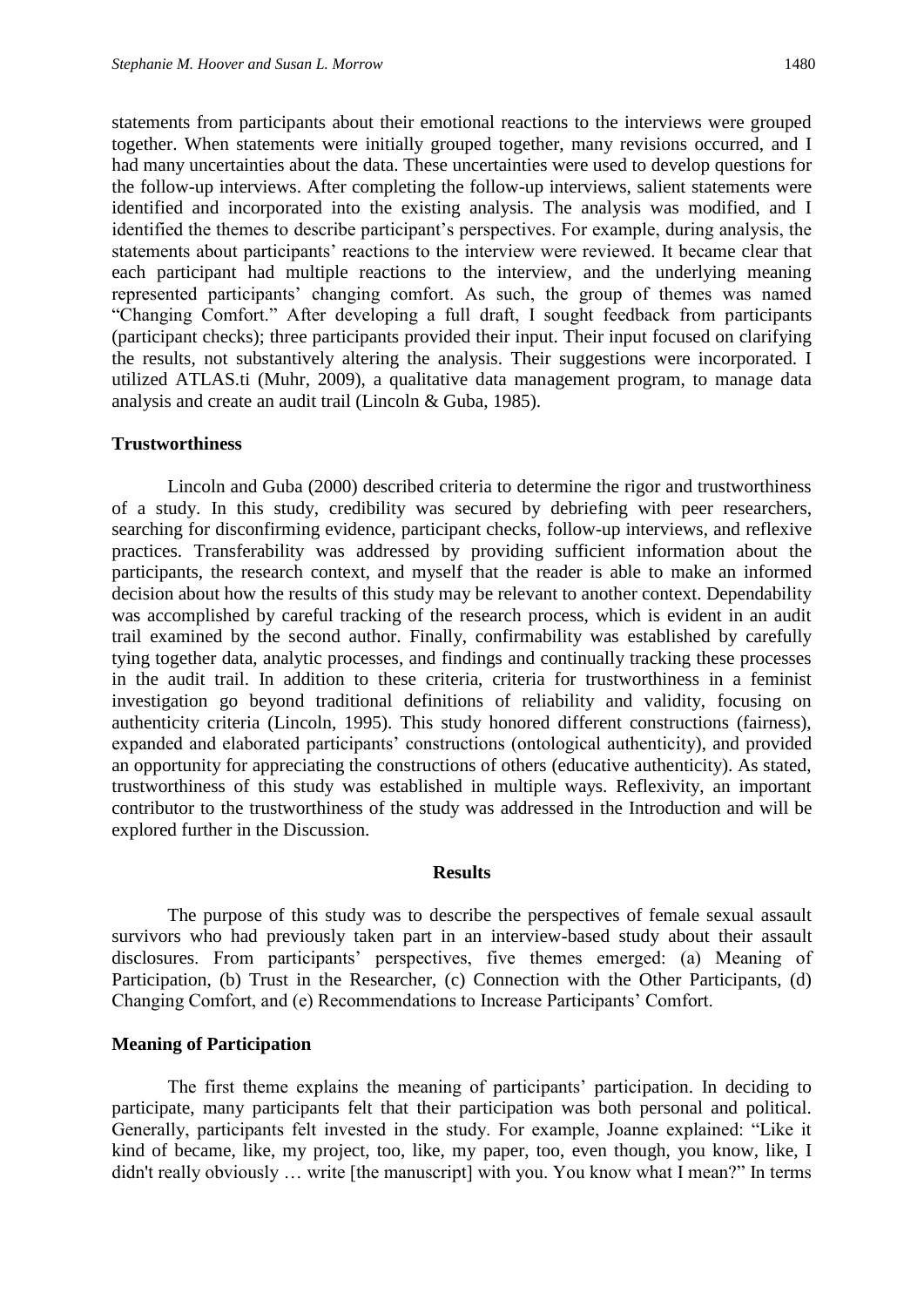statements from participants about their emotional reactions to the interviews were grouped together. When statements were initially grouped together, many revisions occurred, and I had many uncertainties about the data. These uncertainties were used to develop questions for the follow-up interviews. After completing the follow-up interviews, salient statements were identified and incorporated into the existing analysis. The analysis was modified, and I identified the themes to describe participant's perspectives. For example, during analysis, the statements about participants' reactions to the interview were reviewed. It became clear that each participant had multiple reactions to the interview, and the underlying meaning represented participants' changing comfort. As such, the group of themes was named "Changing Comfort." After developing a full draft, I sought feedback from participants (participant checks); three participants provided their input. Their input focused on clarifying the results, not substantively altering the analysis. Their suggestions were incorporated. I utilized ATLAS.ti (Muhr, 2009), a qualitative data management program, to manage data analysis and create an audit trail (Lincoln & Guba, 1985).

### Trustworthiness

Lincoln and Guba (2000) described criteria to determine the rigor and trustworthiness of a study. In this study, credibility was secured by debriefing with peer researchers, searching for disconfirming evidence, participant checks, follow-up interviews, and reflexive practices. Transferability was addressed by providing sufficient information about the participants, the research context, and myself that the reader is able to make an informed decision about how the results of this study may be relevant to another context. Dependability was accomplished by careful tracking of the research process, which is evident in an audit trail examined by the second author. Finally, confirmability was established by carefully tying together data, analytic processes, and findings and continually tracking these processes in the audit trail. In addition to these criteria, criteria for trustworthiness in a feminist investigation go beyond traditional definitions of reliability and validity, focusing on authenticity criteria (Lincoln, 1995). This study honored different constructions (fairness), expanded and elaborated participants' constructions (ontological authenticity), and provided an opportunity for appreciating the constructions of others (educative authenticity). As stated, trustworthiness of this study was established in multiple ways. Reflexivity, an important contributor to the trustworthiness of the study was addressed in the Introduction and will be explored further in the Discussion.

## Results

The purpose of this study was to describe the perspectives of female sexual assault survivors who had previously taken part in an interview-based study about their assault disclosures. From participants' perspectives, five themes emerged: (a) Meaning of Participation, (b) Trust in the Researcher, (c) Connection with the Other Participants, (d) Changing Comfort, and (e) Recommendations to Increase Participants' Comfort.

### Meaning of Participation

The first theme explains the meaning of participants' participation. In deciding to participate, many participants felt that their participation was both personal and political. Generally, participants felt invested in the study. For example, Joanne explained: "Like it kind of became, like, my project, too, like, my paper, too, even though, you know, like, I didn't really obviously … write [the manuscript] with you. You know what I mean?" In terms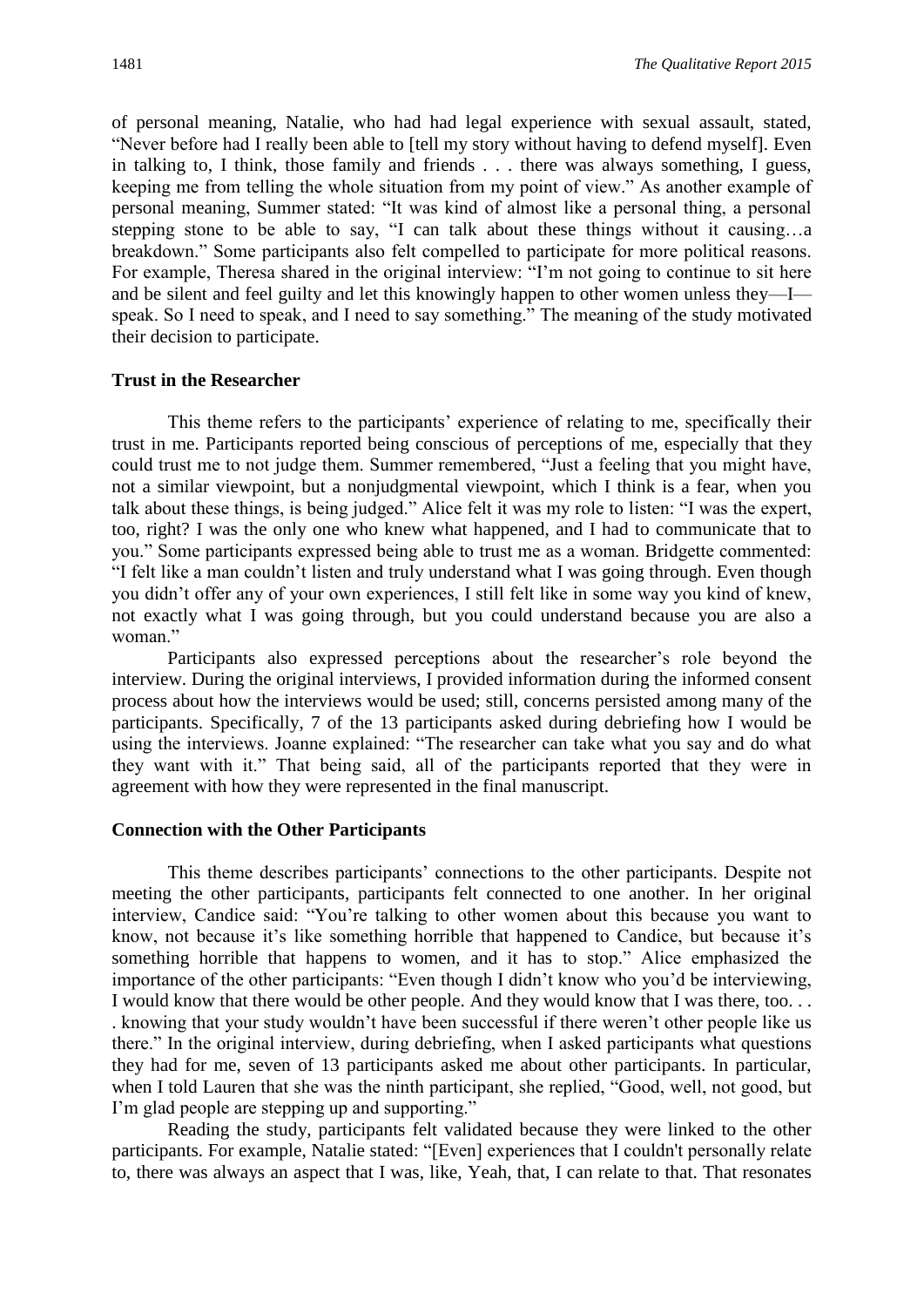of personal meaning, Natalie, who had had legal experience with sexual assault, stated, "Never before had I really been able to [tell my story without having to defend myself]. Even in talking to, I think, those family and friends . . . there was always something, I guess, keeping me from telling the whole situation from my point of view." As another example of personal meaning, Summer stated: "It was kind of almost like a personal thing, a personal stepping stone to be able to say, "I can talk about these things without it causing…a breakdown." Some participants also felt compelled to participate for more political reasons. For example, Theresa shared in the original interview: "I'm not going to continue to sit here and be silent and feel guilty and let this knowingly happen to other women unless they—I—speak. So I need to speak, and I need to say something." The meaning of the study motivated their decision to participate.

**Trust in the Researcher**

This theme refers to the participants' experience of relating to me, specifically their trust in me. Participants reported being conscious of perceptions of me, especially that they could trust me to not judge them. Summer remembered, "Just a feeling that you might have, not a similar viewpoint, but a nonjudgmental viewpoint, which I think is a fear, when you talk about these things, is being judged." Alice felt it was my role to listen: "I was the expert, too, right? I was the only one who knew what happened, and I had to communicate that to you." Some participants expressed being able to trust me as a woman. Bridgette commented: "I felt like a man couldn't listen and truly understand what I was going through. Even though you didn't offer any of your own experiences, I still felt like in some way you kind of knew, not exactly what I was going through, but you could understand because you are also a woman."

Participants also expressed perceptions about the researcher's role beyond the interview. During the original interviews, I provided information during the informed consent process about how the interviews would be used; still, concerns persisted among many of the participants. Specifically, 7 of the 13 participants asked during debriefing how I would be using the interviews. Joanne explained: "The researcher can take what you say and do what they want with it." That being said, all of the participants reported that they were in agreement with how they were represented in the final manuscript.

**Connection with the Other Participants**

This theme describes participants' connections to the other participants. Despite not meeting the other participants, participants felt connected to one another. In her original interview, Candice said: "You're talking to other women about this because you want to know, not because it's like something horrible that happened to Candice, but because it's something horrible that happens to women, and it has to stop." Alice emphasized the importance of the other participants: "Even though I didn't know who you'd be interviewing, I would know that there would be other people. And they would know that I was there, too. . . . knowing that your study wouldn't have been successful if there weren't other people like us there." In the original interview, during debriefing, when I asked participants what questions they had for me, seven of 13 participants asked me about other participants. In particular, when I told Lauren that she was the ninth participant, she replied, "Good, well, not good, but I'm glad people are stepping up and supporting."

Reading the study, participants felt validated because they were linked to the other participants. For example, Natalie stated: "[Even] experiences that I couldn't personally relate to, there was always an aspect that I was, like, Yeah, that, I can relate to that. That resonates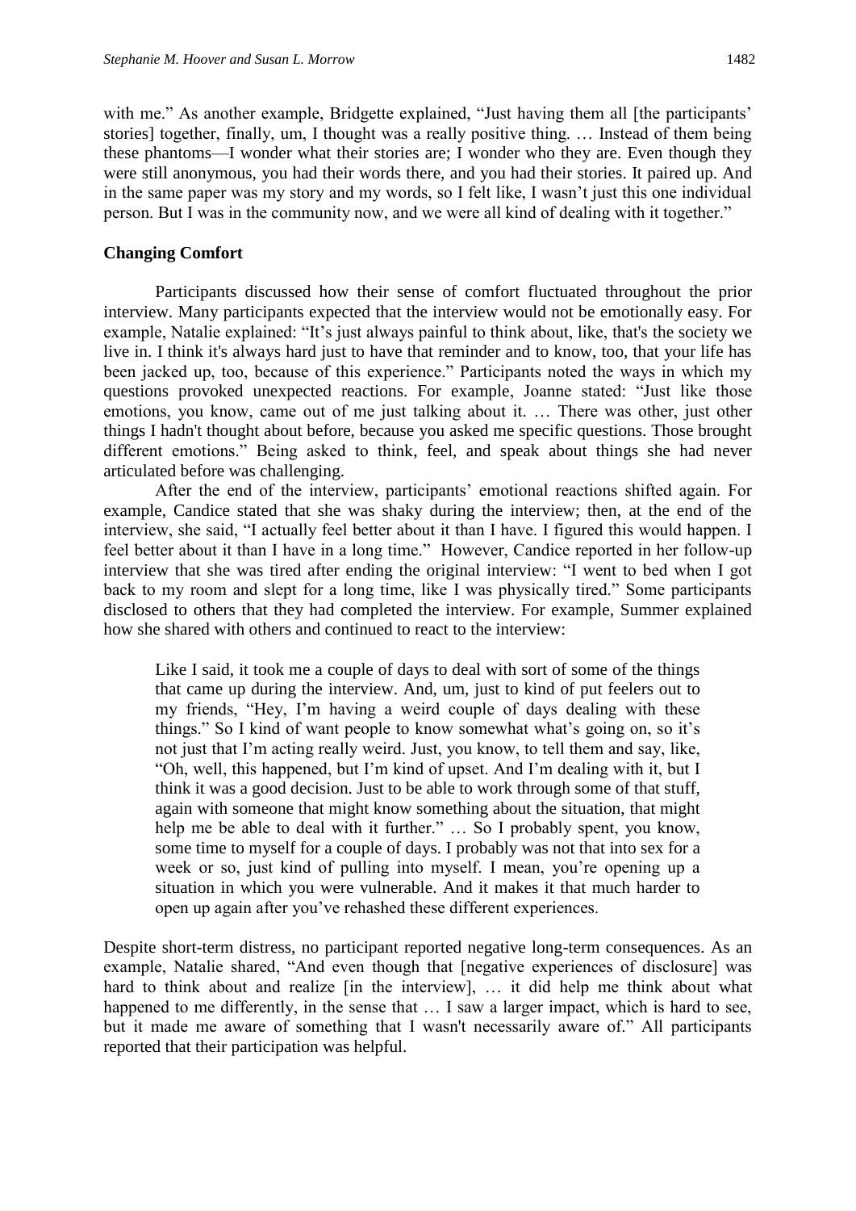with me." As another example, Bridgette explained, "Just having them all [the participants' stories] together, finally, um, I thought was a really positive thing. … Instead of them being these phantoms—I wonder what their stories are; I wonder who they are. Even though they were still anonymous, you had their words there, and you had their stories. It paired up. And in the same paper was my story and my words, so I felt like, I wasn't just this one individual person. But I was in the community now, and we were all kind of dealing with it together."

### Changing Comfort

Participants discussed how their sense of comfort fluctuated throughout the prior interview. Many participants expected that the interview would not be emotionally easy. For example, Natalie explained: "It's just always painful to think about, like, that's the society we live in. I think it's always hard just to have that reminder and to know, too, that your life has been jacked up, too, because of this experience." Participants noted the ways in which my questions provoked unexpected reactions. For example, Joanne stated: "Just like those emotions, you know, came out of me just talking about it. … There was other, just other things I hadn't thought about before, because you asked me specific questions. Those brought different emotions." Being asked to think, feel, and speak about things she had never articulated before was challenging.

After the end of the interview, participants' emotional reactions shifted again. For example, Candice stated that she was shaky during the interview; then, at the end of the interview, she said, "I actually feel better about it than I have. I figured this would happen. I feel better about it than I have in a long time." However, Candice reported in her follow-up interview that she was tired after ending the original interview: "I went to bed when I got back to my room and slept for a long time, like I was physically tired." Some participants disclosed to others that they had completed the interview. For example, Summer explained how she shared with others and continued to react to the interview:

> Like I said, it took me a couple of days to deal with sort of some of the things that came up during the interview. And, um, just to kind of put feelers out to my friends, "Hey, I'm having a weird couple of days dealing with these things." So I kind of want people to know somewhat what's going on, so it's not just that I'm acting really weird. Just, you know, to tell them and say, like, "Oh, well, this happened, but I'm kind of upset. And I'm dealing with it, but I think it was a good decision. Just to be able to work through some of that stuff, again with someone that might know something about the situation, that might help me be able to deal with it further." … So I probably spent, you know, some time to myself for a couple of days. I probably was not that into sex for a week or so, just kind of pulling into myself. I mean, you're opening up a situation in which you were vulnerable. And it makes it that much harder to open up again after you've rehashed these different experiences.

Despite short-term distress, no participant reported negative long-term consequences. As an example, Natalie shared, "And even though that [negative experiences of disclosure] was hard to think about and realize [in the interview], … it did help me think about what happened to me differently, in the sense that … I saw a larger impact, which is hard to see, but it made me aware of something that I wasn't necessarily aware of." All participants reported that their participation was helpful.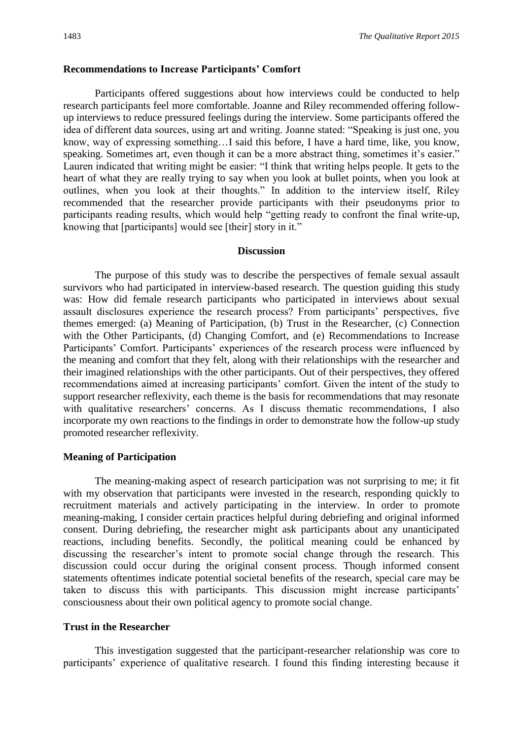### Recommendations to Increase Participants' Comfort

Participants offered suggestions about how interviews could be conducted to help research participants feel more comfortable. Joanne and Riley recommended offering follow-up interviews to reduce pressured feelings during the interview. Some participants offered the idea of different data sources, using art and writing. Joanne stated: "Speaking is just one, you know, way of expressing something…I said this before, I have a hard time, like, you know, speaking. Sometimes art, even though it can be a more abstract thing, sometimes it's easier." Lauren indicated that writing might be easier: "I think that writing helps people. It gets to the heart of what they are really trying to say when you look at bullet points, when you look at outlines, when you look at their thoughts." In addition to the interview itself, Riley recommended that the researcher provide participants with their pseudonyms prior to participants reading results, which would help "getting ready to confront the final write-up, knowing that [participants] would see [their] story in it."

## Discussion

The purpose of this study was to describe the perspectives of female sexual assault survivors who had participated in interview-based research. The question guiding this study was: How did female research participants who participated in interviews about sexual assault disclosures experience the research process? From participants' perspectives, five themes emerged: (a) Meaning of Participation, (b) Trust in the Researcher, (c) Connection with the Other Participants, (d) Changing Comfort, and (e) Recommendations to Increase Participants' Comfort. Participants' experiences of the research process were influenced by the meaning and comfort that they felt, along with their relationships with the researcher and their imagined relationships with the other participants. Out of their perspectives, they offered recommendations aimed at increasing participants' comfort. Given the intent of the study to support researcher reflexivity, each theme is the basis for recommendations that may resonate with qualitative researchers' concerns. As I discuss thematic recommendations, I also incorporate my own reactions to the findings in order to demonstrate how the follow-up study promoted researcher reflexivity.

### Meaning of Participation

The meaning-making aspect of research participation was not surprising to me; it fit with my observation that participants were invested in the research, responding quickly to recruitment materials and actively participating in the interview. In order to promote meaning-making, I consider certain practices helpful during debriefing and original informed consent. During debriefing, the researcher might ask participants about any unanticipated reactions, including benefits. Secondly, the political meaning could be enhanced by discussing the researcher's intent to promote social change through the research. This discussion could occur during the original consent process. Though informed consent statements oftentimes indicate potential societal benefits of the research, special care may be taken to discuss this with participants. This discussion might increase participants' consciousness about their own political agency to promote social change.

### Trust in the Researcher

This investigation suggested that the participant-researcher relationship was core to participants' experience of qualitative research. I found this finding interesting because it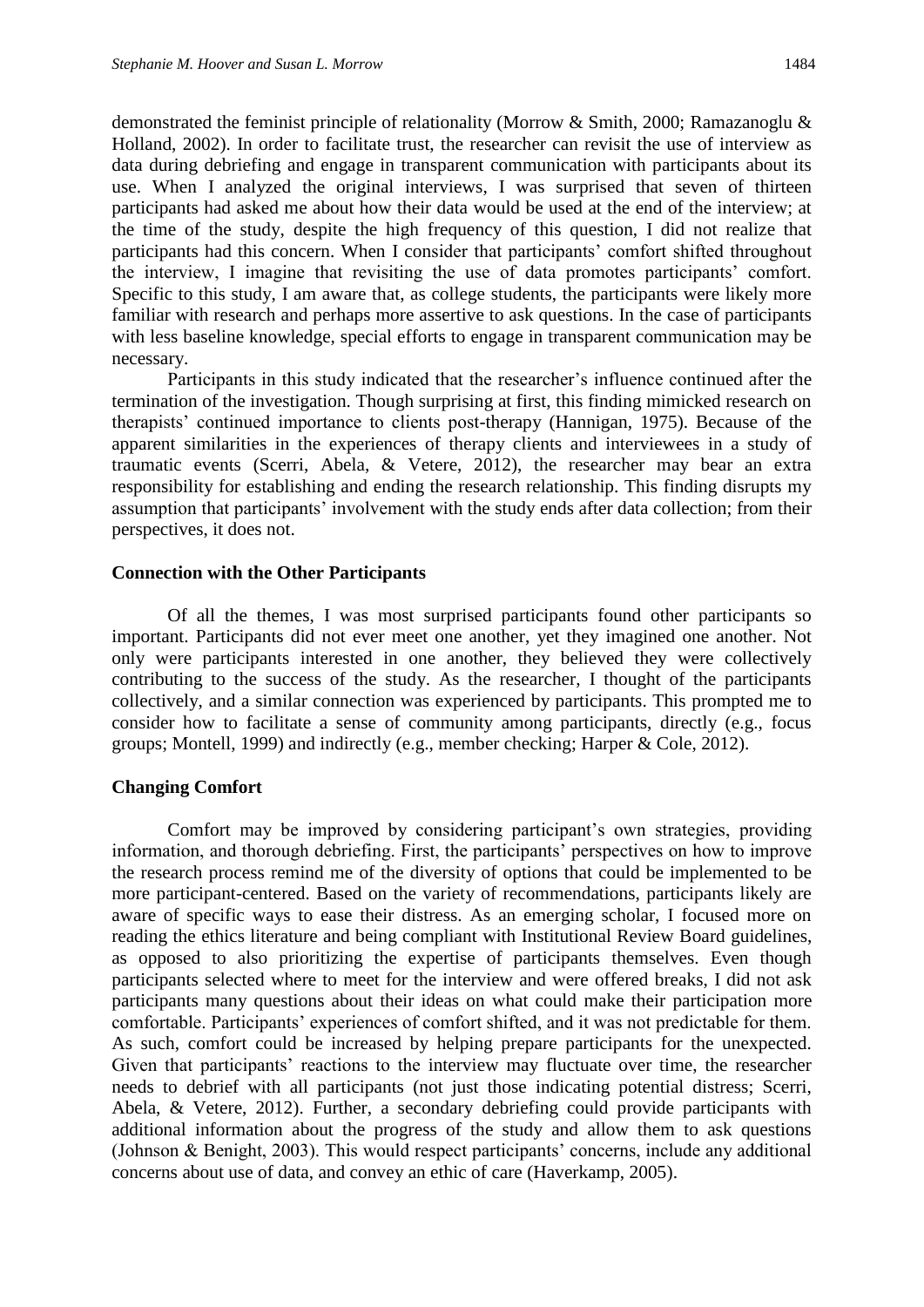demonstrated the feminist principle of relationality (Morrow & Smith, 2000; Ramazanoglu & Holland, 2002). In order to facilitate trust, the researcher can revisit the use of interview as data during debriefing and engage in transparent communication with participants about its use. When I analyzed the original interviews, I was surprised that seven of thirteen participants had asked me about how their data would be used at the end of the interview; at the time of the study, despite the high frequency of this question, I did not realize that participants had this concern. When I consider that participants' comfort shifted throughout the interview, I imagine that revisiting the use of data promotes participants' comfort. Specific to this study, I am aware that, as college students, the participants were likely more familiar with research and perhaps more assertive to ask questions. In the case of participants with less baseline knowledge, special efforts to engage in transparent communication may be necessary.

Participants in this study indicated that the researcher's influence continued after the termination of the investigation. Though surprising at first, this finding mimicked research on therapists' continued importance to clients post-therapy (Hannigan, 1975). Because of the apparent similarities in the experiences of therapy clients and interviewees in a study of traumatic events (Scerri, Abela, & Vetere, 2012), the researcher may bear an extra responsibility for establishing and ending the research relationship. This finding disrupts my assumption that participants' involvement with the study ends after data collection; from their perspectives, it does not.

### Connection with the Other Participants

Of all the themes, I was most surprised participants found other participants so important. Participants did not ever meet one another, yet they imagined one another. Not only were participants interested in one another, they believed they were collectively contributing to the success of the study. As the researcher, I thought of the participants collectively, and a similar connection was experienced by participants. This prompted me to consider how to facilitate a sense of community among participants, directly (e.g., focus groups; Montell, 1999) and indirectly (e.g., member checking; Harper & Cole, 2012).

### Changing Comfort

Comfort may be improved by considering participant's own strategies, providing information, and thorough debriefing. First, the participants' perspectives on how to improve the research process remind me of the diversity of options that could be implemented to be more participant-centered. Based on the variety of recommendations, participants likely are aware of specific ways to ease their distress. As an emerging scholar, I focused more on reading the ethics literature and being compliant with Institutional Review Board guidelines, as opposed to also prioritizing the expertise of participants themselves. Even though participants selected where to meet for the interview and were offered breaks, I did not ask participants many questions about their ideas on what could make their participation more comfortable. Participants' experiences of comfort shifted, and it was not predictable for them. As such, comfort could be increased by helping prepare participants for the unexpected. Given that participants' reactions to the interview may fluctuate over time, the researcher needs to debrief with all participants (not just those indicating potential distress; Scerri, Abela, & Vetere, 2012). Further, a secondary debriefing could provide participants with additional information about the progress of the study and allow them to ask questions (Johnson & Benight, 2003). This would respect participants' concerns, include any additional concerns about use of data, and convey an ethic of care (Haverkamp, 2005).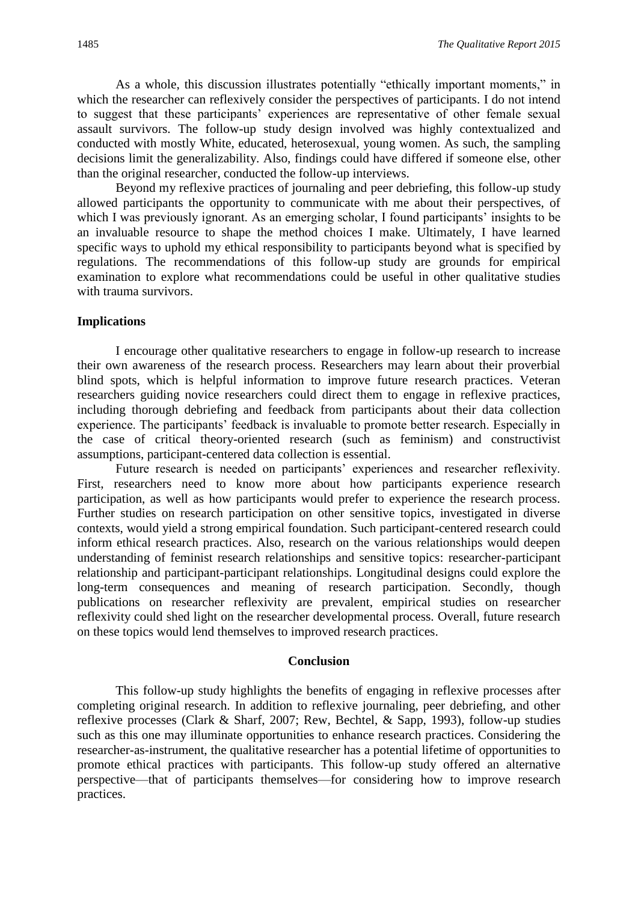As a whole, this discussion illustrates potentially "ethically important moments," in which the researcher can reflexively consider the perspectives of participants. I do not intend to suggest that these participants' experiences are representative of other female sexual assault survivors. The follow-up study design involved was highly contextualized and conducted with mostly White, educated, heterosexual, young women. As such, the sampling decisions limit the generalizability. Also, findings could have differed if someone else, other than the original researcher, conducted the follow-up interviews.

Beyond my reflexive practices of journaling and peer debriefing, this follow-up study allowed participants the opportunity to communicate with me about their perspectives, of which I was previously ignorant. As an emerging scholar, I found participants' insights to be an invaluable resource to shape the method choices I make. Ultimately, I have learned specific ways to uphold my ethical responsibility to participants beyond what is specified by regulations. The recommendations of this follow-up study are grounds for empirical examination to explore what recommendations could be useful in other qualitative studies with trauma survivors.

### Implications

I encourage other qualitative researchers to engage in follow-up research to increase their own awareness of the research process. Researchers may learn about their proverbial blind spots, which is helpful information to improve future research practices. Veteran researchers guiding novice researchers could direct them to engage in reflexive practices, including thorough debriefing and feedback from participants about their data collection experience. The participants' feedback is invaluable to promote better research. Especially in the case of critical theory-oriented research (such as feminism) and constructivist assumptions, participant-centered data collection is essential.

Future research is needed on participants' experiences and researcher reflexivity. First, researchers need to know more about how participants experience research participation, as well as how participants would prefer to experience the research process. Further studies on research participation on other sensitive topics, investigated in diverse contexts, would yield a strong empirical foundation. Such participant-centered research could inform ethical research practices. Also, research on the various relationships would deepen understanding of feminist research relationships and sensitive topics: researcher-participant relationship and participant-participant relationships. Longitudinal designs could explore the long-term consequences and meaning of research participation. Secondly, though publications on researcher reflexivity are prevalent, empirical studies on researcher reflexivity could shed light on the researcher developmental process. Overall, future research on these topics would lend themselves to improved research practices.

## Conclusion

This follow-up study highlights the benefits of engaging in reflexive processes after completing original research. In addition to reflexive journaling, peer debriefing, and other reflexive processes (Clark & Sharf, 2007; Rew, Bechtel, & Sapp, 1993), follow-up studies such as this one may illuminate opportunities to enhance research practices. Considering the researcher-as-instrument, the qualitative researcher has a potential lifetime of opportunities to promote ethical practices with participants. This follow-up study offered an alternative perspective—that of participants themselves—for considering how to improve research practices.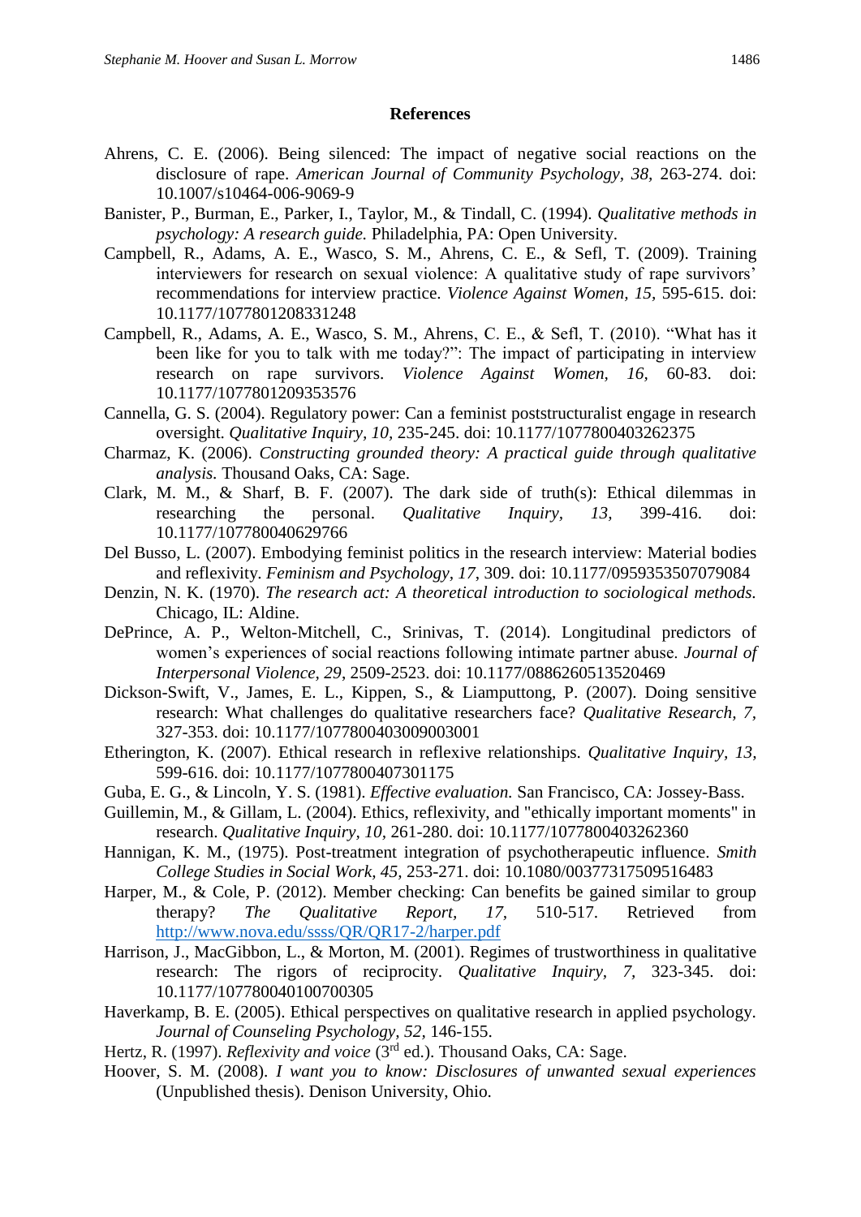**References**

Ahrens, C. E. (2006). Being silenced: The impact of negative social reactions on the disclosure of rape. *American Journal of Community Psychology, 38,* 263-274. doi: 10.1007/s10464-006-9069-9

Banister, P., Burman, E., Parker, I., Taylor, M., & Tindall, C. (1994). *Qualitative methods in psychology: A research guide.* Philadelphia, PA: Open University.

Campbell, R., Adams, A. E., Wasco, S. M., Ahrens, C. E., & Sefl, T. (2009). Training interviewers for research on sexual violence: A qualitative study of rape survivors' recommendations for interview practice. *Violence Against Women, 15,* 595-615. doi: 10.1177/1077801208331248

Campbell, R., Adams, A. E., Wasco, S. M., Ahrens, C. E., & Sefl, T. (2010). "What has it been like for you to talk with me today?": The impact of participating in interview research on rape survivors. *Violence Against Women, 16,* 60-83. doi: 10.1177/1077801209353576

Cannella, G. S. (2004). Regulatory power: Can a feminist poststructuralist engage in research oversight. *Qualitative Inquiry, 10,* 235-245. doi: 10.1177/1077800403262375

Charmaz, K. (2006). *Constructing grounded theory: A practical guide through qualitative analysis.* Thousand Oaks, CA: Sage.

Clark, M. M., & Sharf, B. F. (2007). The dark side of truth(s): Ethical dilemmas in researching the personal. *Qualitative Inquiry, 13,* 399-416. doi: 10.1177/107780040629766

Del Busso, L. (2007). Embodying feminist politics in the research interview: Material bodies and reflexivity. *Feminism and Psychology, 17,* 309. doi: 10.1177/0959353507079084

Denzin, N. K. (1970). *The research act: A theoretical introduction to sociological methods.* Chicago, IL: Aldine.

DePrince, A. P., Welton-Mitchell, C., Srinivas, T. (2014). Longitudinal predictors of women's experiences of social reactions following intimate partner abuse. *Journal of Interpersonal Violence, 29*, 2509-2523. doi: 10.1177/0886260513520469

Dickson-Swift, V., James, E. L., Kippen, S., & Liamputtong, P. (2007). Doing sensitive research: What challenges do qualitative researchers face? *Qualitative Research, 7,* 327-353. doi: 10.1177/1077800403009003001

Etherington, K. (2007). Ethical research in reflexive relationships. *Qualitative Inquiry, 13,* 599-616. doi: 10.1177/1077800407301175

Guba, E. G., & Lincoln, Y. S. (1981). *Effective evaluation.* San Francisco, CA: Jossey-Bass.

Guillemin, M., & Gillam, L. (2004). Ethics, reflexivity, and "ethically important moments" in research. *Qualitative Inquiry, 10,* 261-280. doi: 10.1177/1077800403262360

Hannigan, K. M., (1975). Post-treatment integration of psychotherapeutic influence. *Smith College Studies in Social Work, 45,* 253-271. doi: 10.1080/00377317509516483

Harper, M., & Cole, P. (2012). Member checking: Can benefits be gained similar to group therapy? *The Qualitative Report, 17,* 510-517. Retrieved from http://www.nova.edu/ssss/QR/QR17-2/harper.pdf

Harrison, J., MacGibbon, L., & Morton, M. (2001). Regimes of trustworthiness in qualitative research: The rigors of reciprocity. *Qualitative Inquiry, 7,* 323-345. doi: 10.1177/107780040100700305

Haverkamp, B. E. (2005). Ethical perspectives on qualitative research in applied psychology. *Journal of Counseling Psychology, 52,* 146-155.

Hertz, R. (1997). *Reflexivity and voice* (3rd ed.). Thousand Oaks, CA: Sage.

Hoover, S. M. (2008). *I want you to know: Disclosures of unwanted sexual experiences* (Unpublished thesis). Denison University, Ohio.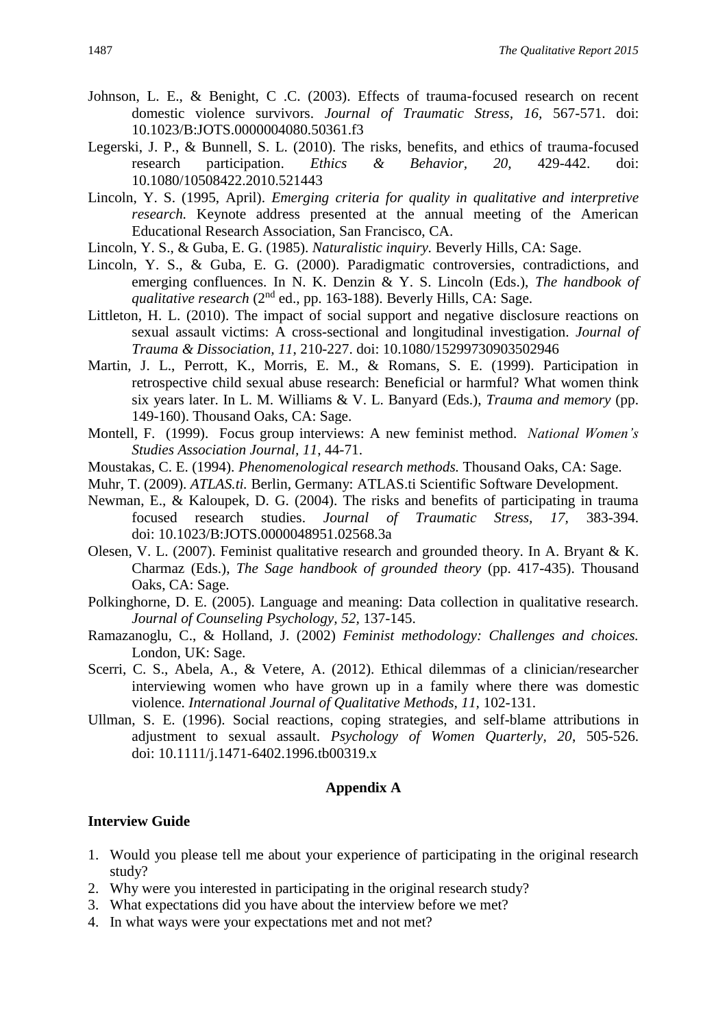Johnson, L. E., & Benight, C .C. (2003). Effects of trauma-focused research on recent domestic violence survivors. *Journal of Traumatic Stress, 16,* 567-571. doi: 10.1023/B:JOTS.0000004080.50361.f3

Legerski, J. P., & Bunnell, S. L. (2010). The risks, benefits, and ethics of trauma-focused research participation. *Ethics & Behavior, 20,* 429-442. doi: 10.1080/10508422.2010.521443

Lincoln, Y. S. (1995, April). *Emerging criteria for quality in qualitative and interpretive research.* Keynote address presented at the annual meeting of the American Educational Research Association, San Francisco, CA.

Lincoln, Y. S., & Guba, E. G. (1985). *Naturalistic inquiry.* Beverly Hills, CA: Sage.

Lincoln, Y. S., & Guba, E. G. (2000). Paradigmatic controversies, contradictions, and emerging confluences. In N. K. Denzin & Y. S. Lincoln (Eds.), *The handbook of qualitative research* (2nd ed., pp. 163-188). Beverly Hills, CA: Sage.

Littleton, H. L. (2010). The impact of social support and negative disclosure reactions on sexual assault victims: A cross-sectional and longitudinal investigation. *Journal of Trauma & Dissociation, 11,* 210-227. doi: 10.1080/15299730903502946

Martin, J. L., Perrott, K., Morris, E. M., & Romans, S. E. (1999). Participation in retrospective child sexual abuse research: Beneficial or harmful? What women think six years later. In L. M. Williams & V. L. Banyard (Eds.), *Trauma and memory* (pp. 149-160). Thousand Oaks, CA: Sage.

Montell, F. (1999). Focus group interviews: A new feminist method. *National Women's Studies Association Journal, 11,* 44-71.

Moustakas, C. E. (1994). *Phenomenological research methods.* Thousand Oaks, CA: Sage.

Muhr, T. (2009). *ATLAS.ti.* Berlin, Germany: ATLAS.ti Scientific Software Development.

Newman, E., & Kaloupek, D. G. (2004). The risks and benefits of participating in trauma focused research studies. *Journal of Traumatic Stress, 17,* 383-394. doi: 10.1023/B:JOTS.0000048951.02568.3a

Olesen, V. L. (2007). Feminist qualitative research and grounded theory. In A. Bryant & K. Charmaz (Eds.), *The Sage handbook of grounded theory* (pp. 417-435). Thousand Oaks, CA: Sage.

Polkinghorne, D. E. (2005). Language and meaning: Data collection in qualitative research. *Journal of Counseling Psychology, 52,* 137-145.

Ramazanoglu, C., & Holland, J. (2002) *Feminist methodology: Challenges and choices.* London, UK: Sage.

Scerri, C. S., Abela, A., & Vetere, A. (2012). Ethical dilemmas of a clinician/researcher interviewing women who have grown up in a family where there was domestic violence. *International Journal of Qualitative Methods, 11,* 102-131.

Ullman, S. E. (1996). Social reactions, coping strategies, and self-blame attributions in adjustment to sexual assault. *Psychology of Women Quarterly, 20,* 505-526. doi: 10.1111/j.1471-6402.1996.tb00319.x

## Appendix A

### Interview Guide

1. Would you please tell me about your experience of participating in the original research study?
2. Why were you interested in participating in the original research study?
3. What expectations did you have about the interview before we met?
4. In what ways were your expectations met and not met?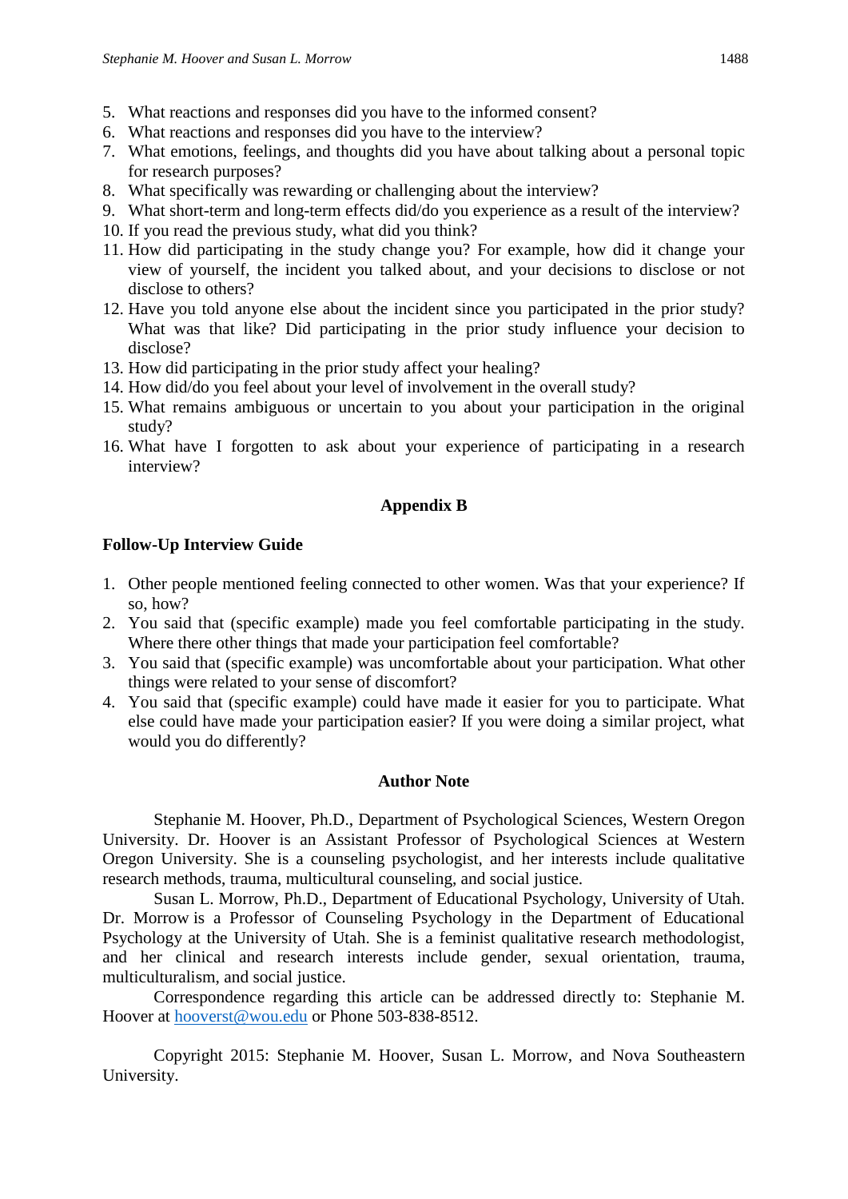5. What reactions and responses did you have to the informed consent?
6. What reactions and responses did you have to the interview?
7. What emotions, feelings, and thoughts did you have about talking about a personal topic for research purposes?
8. What specifically was rewarding or challenging about the interview?
9. What short-term and long-term effects did/do you experience as a result of the interview?
10. If you read the previous study, what did you think?
11. How did participating in the study change you? For example, how did it change your view of yourself, the incident you talked about, and your decisions to disclose or not disclose to others?
12. Have you told anyone else about the incident since you participated in the prior study? What was that like? Did participating in the prior study influence your decision to disclose?
13. How did participating in the prior study affect your healing?
14. How did/do you feel about your level of involvement in the overall study?
15. What remains ambiguous or uncertain to you about your participation in the original study?
16. What have I forgotten to ask about your experience of participating in a research interview?

## Appendix B

### Follow-Up Interview Guide

1. Other people mentioned feeling connected to other women. Was that your experience? If so, how?
2. You said that (specific example) made you feel comfortable participating in the study. Where there other things that made your participation feel comfortable?
3. You said that (specific example) was uncomfortable about your participation. What other things were related to your sense of discomfort?
4. You said that (specific example) could have made it easier for you to participate. What else could have made your participation easier? If you were doing a similar project, what would you do differently?

## Author Note

Stephanie M. Hoover, Ph.D., Department of Psychological Sciences, Western Oregon University. Dr. Hoover is an Assistant Professor of Psychological Sciences at Western Oregon University. She is a counseling psychologist, and her interests include qualitative research methods, trauma, multicultural counseling, and social justice.

Susan L. Morrow, Ph.D., Department of Educational Psychology, University of Utah. Dr. Morrow is a Professor of Counseling Psychology in the Department of Educational Psychology at the University of Utah. She is a feminist qualitative research methodologist, and her clinical and research interests include gender, sexual orientation, trauma, multiculturalism, and social justice.

Correspondence regarding this article can be addressed directly to: Stephanie M. Hoover at hooverst@wou.edu or Phone 503-838-8512.

Copyright 2015: Stephanie M. Hoover, Susan L. Morrow, and Nova Southeastern University.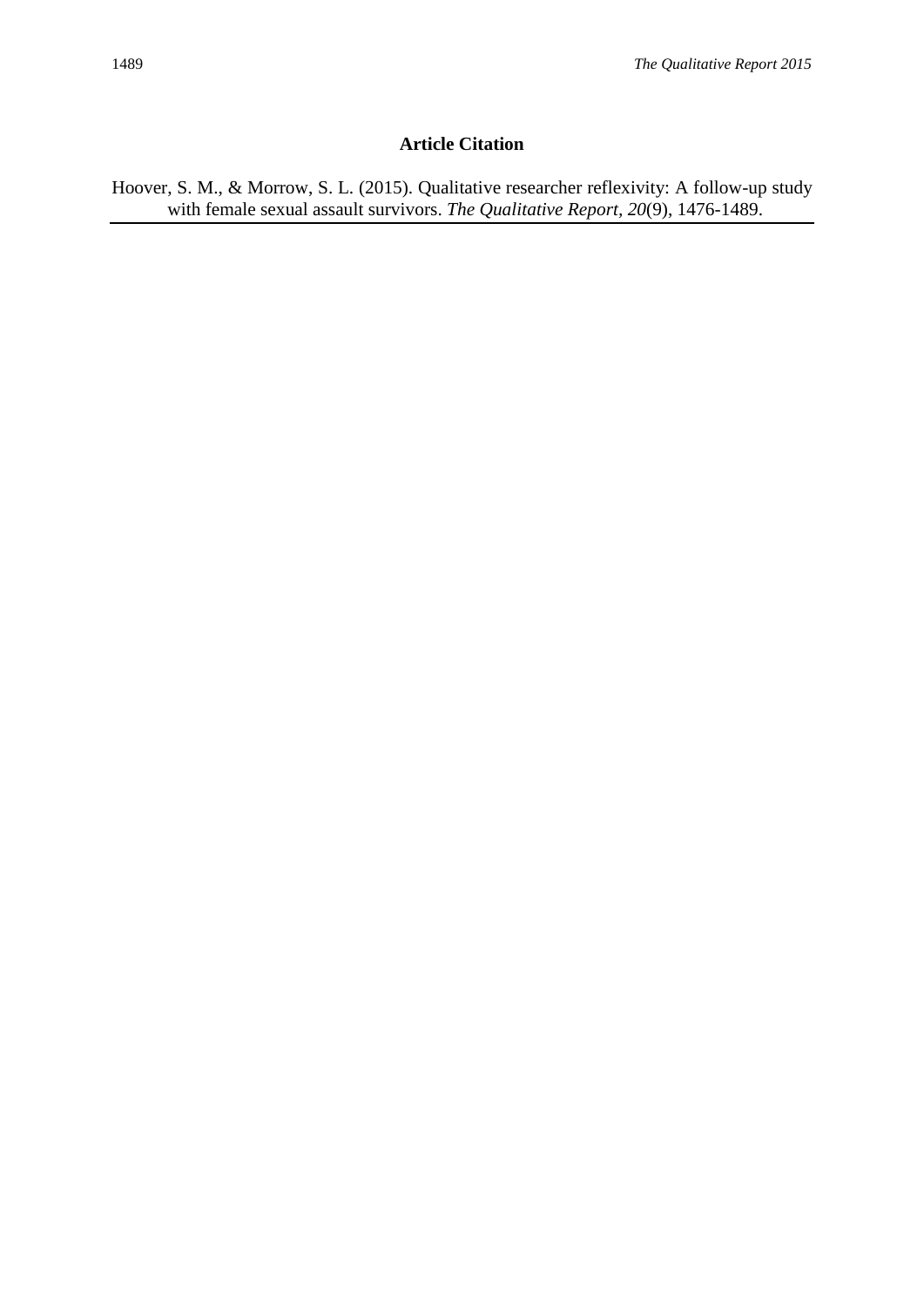## Article Citation

Hoover, S. M., & Morrow, S. L. (2015). Qualitative researcher reflexivity: A follow-up study with female sexual assault survivors. *The Qualitative Report, 20*(9), 1476-1489.